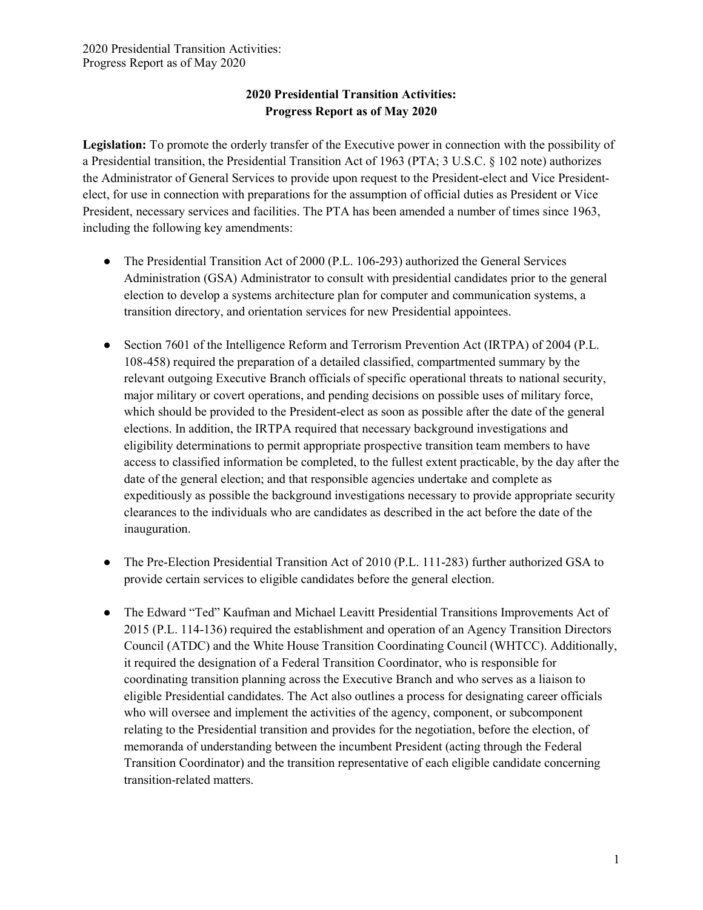# 2020 Presidential Transition Activities: Progress Report as of May 2020

**Legislation:** To promote the orderly transfer of the Executive power in connection with the possibility of a Presidential transition, the Presidential Transition Act of 1963 (PTA; 3 U.S.C. § 102 note) authorizes the Administrator of General Services to provide upon request to the President-elect and Vice President-elect, for use in connection with preparations for the assumption of official duties as President or Vice President, necessary services and facilities. The PTA has been amended a number of times since 1963, including the following key amendments:

- The Presidential Transition Act of 2000 (P.L. 106-293) authorized the General Services Administration (GSA) Administrator to consult with presidential candidates prior to the general election to develop a systems architecture plan for computer and communication systems, a transition directory, and orientation services for new Presidential appointees.

- Section 7601 of the Intelligence Reform and Terrorism Prevention Act (IRTPA) of 2004 (P.L. 108-458) required the preparation of a detailed classified, compartmented summary by the relevant outgoing Executive Branch officials of specific operational threats to national security, major military or covert operations, and pending decisions on possible uses of military force, which should be provided to the President-elect as soon as possible after the date of the general elections. In addition, the IRTPA required that necessary background investigations and eligibility determinations to permit appropriate prospective transition team members to have access to classified information be completed, to the fullest extent practicable, by the day after the date of the general election; and that responsible agencies undertake and complete as expeditiously as possible the background investigations necessary to provide appropriate security clearances to the individuals who are candidates as described in the act before the date of the inauguration.

- The Pre-Election Presidential Transition Act of 2010 (P.L. 111-283) further authorized GSA to provide certain services to eligible candidates before the general election.

- The Edward "Ted" Kaufman and Michael Leavitt Presidential Transitions Improvements Act of 2015 (P.L. 114-136) required the establishment and operation of an Agency Transition Directors Council (ATDC) and the White House Transition Coordinating Council (WHTCC). Additionally, it required the designation of a Federal Transition Coordinator, who is responsible for coordinating transition planning across the Executive Branch and who serves as a liaison to eligible Presidential candidates. The Act also outlines a process for designating career officials who will oversee and implement the activities of the agency, component, or subcomponent relating to the Presidential transition and provides for the negotiation, before the election, of memoranda of understanding between the incumbent President (acting through the Federal Transition Coordinator) and the transition representative of each eligible candidate concerning transition-related matters.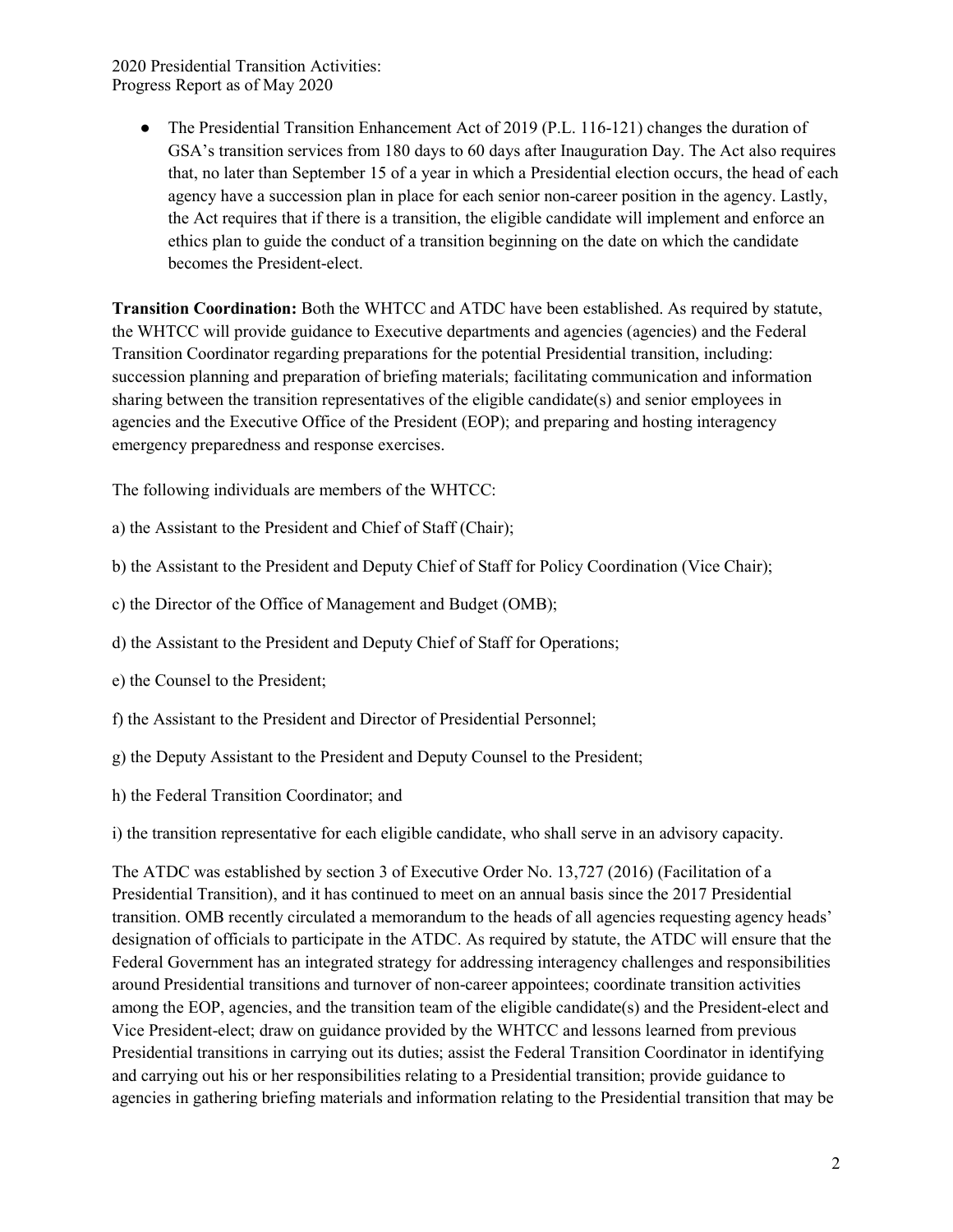- The Presidential Transition Enhancement Act of 2019 (P.L. 116-121) changes the duration of GSA's transition services from 180 days to 60 days after Inauguration Day. The Act also requires that, no later than September 15 of a year in which a Presidential election occurs, the head of each agency have a succession plan in place for each senior non-career position in the agency. Lastly, the Act requires that if there is a transition, the eligible candidate will implement and enforce an ethics plan to guide the conduct of a transition beginning on the date on which the candidate becomes the President-elect.

**Transition Coordination:** Both the WHTCC and ATDC have been established. As required by statute, the WHTCC will provide guidance to Executive departments and agencies (agencies) and the Federal Transition Coordinator regarding preparations for the potential Presidential transition, including: succession planning and preparation of briefing materials; facilitating communication and information sharing between the transition representatives of the eligible candidate(s) and senior employees in agencies and the Executive Office of the President (EOP); and preparing and hosting interagency emergency preparedness and response exercises.

The following individuals are members of the WHTCC:

a) the Assistant to the President and Chief of Staff (Chair);

b) the Assistant to the President and Deputy Chief of Staff for Policy Coordination (Vice Chair);

c) the Director of the Office of Management and Budget (OMB);

d) the Assistant to the President and Deputy Chief of Staff for Operations;

e) the Counsel to the President;

f) the Assistant to the President and Director of Presidential Personnel;

g) the Deputy Assistant to the President and Deputy Counsel to the President;

h) the Federal Transition Coordinator; and

i) the transition representative for each eligible candidate, who shall serve in an advisory capacity.

The ATDC was established by section 3 of Executive Order No. 13,727 (2016) (Facilitation of a Presidential Transition), and it has continued to meet on an annual basis since the 2017 Presidential transition. OMB recently circulated a memorandum to the heads of all agencies requesting agency heads' designation of officials to participate in the ATDC. As required by statute, the ATDC will ensure that the Federal Government has an integrated strategy for addressing interagency challenges and responsibilities around Presidential transitions and turnover of non-career appointees; coordinate transition activities among the EOP, agencies, and the transition team of the eligible candidate(s) and the President-elect and Vice President-elect; draw on guidance provided by the WHTCC and lessons learned from previous Presidential transitions in carrying out its duties; assist the Federal Transition Coordinator in identifying and carrying out his or her responsibilities relating to a Presidential transition; provide guidance to agencies in gathering briefing materials and information relating to the Presidential transition that may be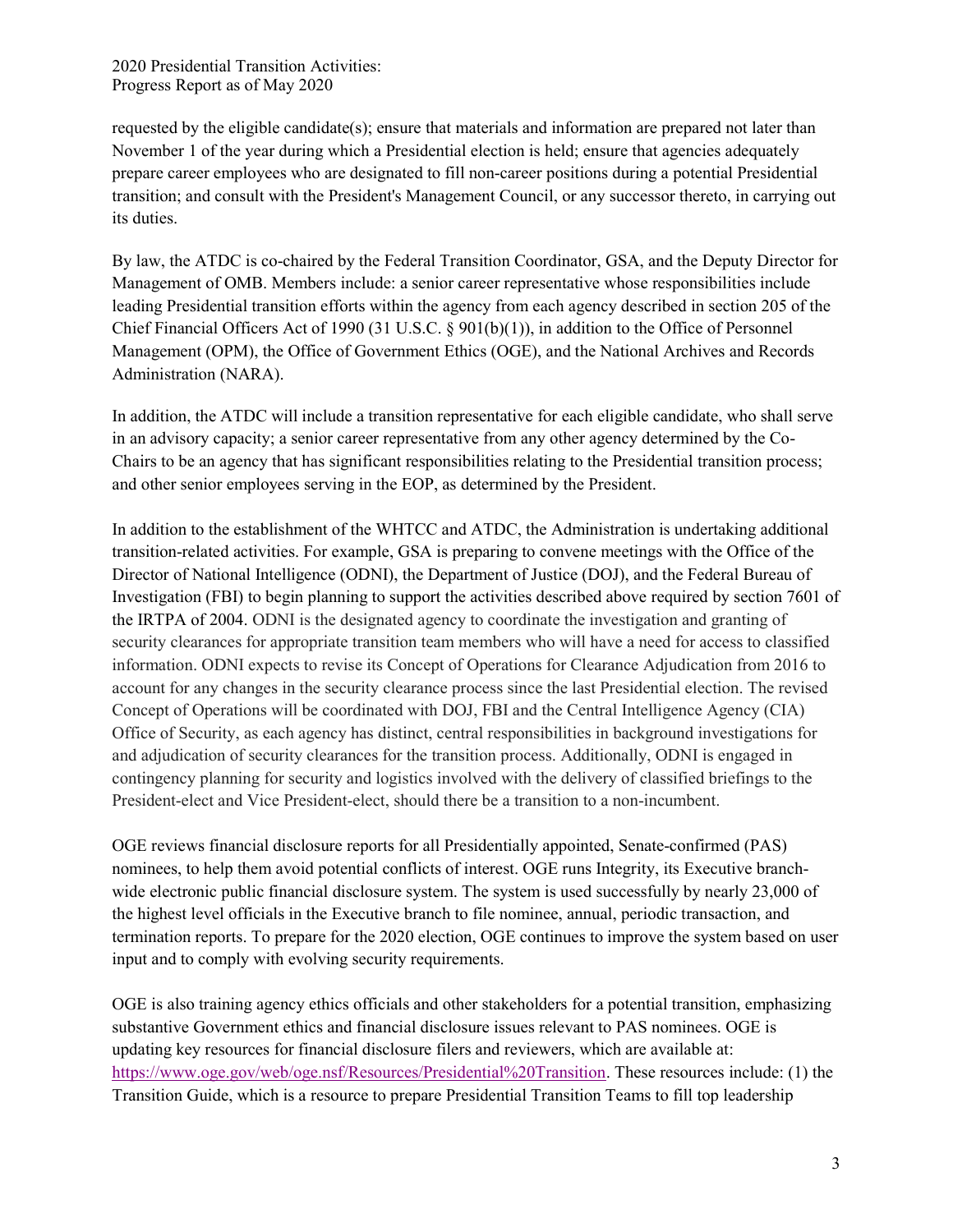requested by the eligible candidate(s); ensure that materials and information are prepared not later than November 1 of the year during which a Presidential election is held; ensure that agencies adequately prepare career employees who are designated to fill non-career positions during a potential Presidential transition; and consult with the President's Management Council, or any successor thereto, in carrying out its duties.

By law, the ATDC is co-chaired by the Federal Transition Coordinator, GSA, and the Deputy Director for Management of OMB. Members include: a senior career representative whose responsibilities include leading Presidential transition efforts within the agency from each agency described in section 205 of the Chief Financial Officers Act of 1990 (31 U.S.C. § 901(b)(1)), in addition to the Office of Personnel Management (OPM), the Office of Government Ethics (OGE), and the National Archives and Records Administration (NARA).

In addition, the ATDC will include a transition representative for each eligible candidate, who shall serve in an advisory capacity; a senior career representative from any other agency determined by the Co-Chairs to be an agency that has significant responsibilities relating to the Presidential transition process; and other senior employees serving in the EOP, as determined by the President.

In addition to the establishment of the WHTCC and ATDC, the Administration is undertaking additional transition-related activities. For example, GSA is preparing to convene meetings with the Office of the Director of National Intelligence (ODNI), the Department of Justice (DOJ), and the Federal Bureau of Investigation (FBI) to begin planning to support the activities described above required by section 7601 of the IRTPA of 2004. ODNI is the designated agency to coordinate the investigation and granting of security clearances for appropriate transition team members who will have a need for access to classified information. ODNI expects to revise its Concept of Operations for Clearance Adjudication from 2016 to account for any changes in the security clearance process since the last Presidential election. The revised Concept of Operations will be coordinated with DOJ, FBI and the Central Intelligence Agency (CIA) Office of Security, as each agency has distinct, central responsibilities in background investigations for and adjudication of security clearances for the transition process. Additionally, ODNI is engaged in contingency planning for security and logistics involved with the delivery of classified briefings to the President-elect and Vice President-elect, should there be a transition to a non-incumbent.

OGE reviews financial disclosure reports for all Presidentially appointed, Senate-confirmed (PAS) nominees, to help them avoid potential conflicts of interest. OGE runs Integrity, its Executive branch-wide electronic public financial disclosure system. The system is used successfully by nearly 23,000 of the highest level officials in the Executive branch to file nominee, annual, periodic transaction, and termination reports. To prepare for the 2020 election, OGE continues to improve the system based on user input and to comply with evolving security requirements.

OGE is also training agency ethics officials and other stakeholders for a potential transition, emphasizing substantive Government ethics and financial disclosure issues relevant to PAS nominees. OGE is updating key resources for financial disclosure filers and reviewers, which are available at: [https://www.oge.gov/web/oge.nsf/Resources/Presidential%20Transition](https://www.oge.gov/web/oge.nsf/Resources/Presidential%20Transition). These resources include: (1) the Transition Guide, which is a resource to prepare Presidential Transition Teams to fill top leadership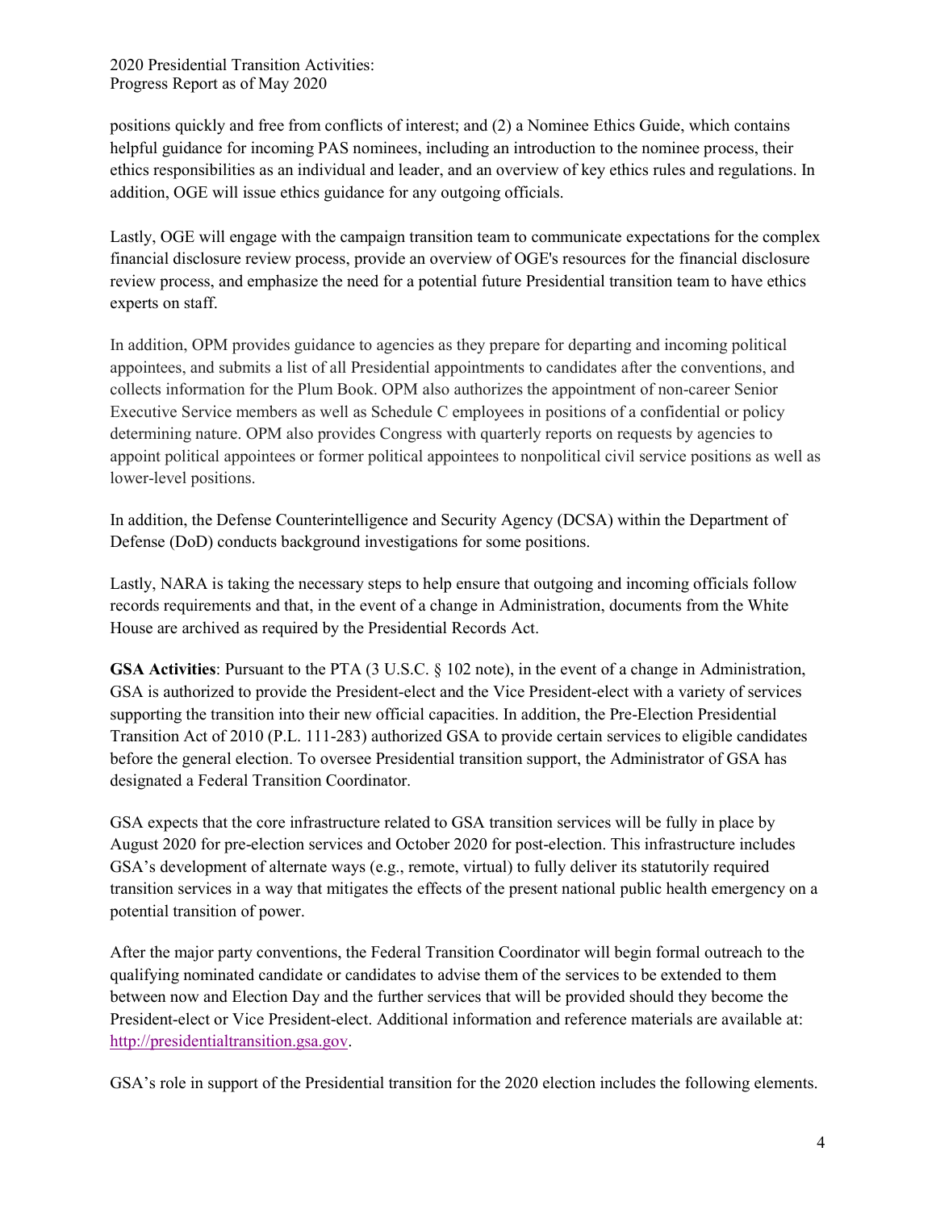positions quickly and free from conflicts of interest; and (2) a Nominee Ethics Guide, which contains helpful guidance for incoming PAS nominees, including an introduction to the nominee process, their ethics responsibilities as an individual and leader, and an overview of key ethics rules and regulations. In addition, OGE will issue ethics guidance for any outgoing officials.

Lastly, OGE will engage with the campaign transition team to communicate expectations for the complex financial disclosure review process, provide an overview of OGE's resources for the financial disclosure review process, and emphasize the need for a potential future Presidential transition team to have ethics experts on staff.

In addition, OPM provides guidance to agencies as they prepare for departing and incoming political appointees, and submits a list of all Presidential appointments to candidates after the conventions, and collects information for the Plum Book. OPM also authorizes the appointment of non-career Senior Executive Service members as well as Schedule C employees in positions of a confidential or policy determining nature. OPM also provides Congress with quarterly reports on requests by agencies to appoint political appointees or former political appointees to nonpolitical civil service positions as well as lower-level positions.

In addition, the Defense Counterintelligence and Security Agency (DCSA) within the Department of Defense (DoD) conducts background investigations for some positions.

Lastly, NARA is taking the necessary steps to help ensure that outgoing and incoming officials follow records requirements and that, in the event of a change in Administration, documents from the White House are archived as required by the Presidential Records Act.

**GSA Activities**: Pursuant to the PTA (3 U.S.C. § 102 note), in the event of a change in Administration, GSA is authorized to provide the President-elect and the Vice President-elect with a variety of services supporting the transition into their new official capacities. In addition, the Pre-Election Presidential Transition Act of 2010 (P.L. 111-283) authorized GSA to provide certain services to eligible candidates before the general election. To oversee Presidential transition support, the Administrator of GSA has designated a Federal Transition Coordinator.

GSA expects that the core infrastructure related to GSA transition services will be fully in place by August 2020 for pre-election services and October 2020 for post-election. This infrastructure includes GSA's development of alternate ways (e.g., remote, virtual) to fully deliver its statutorily required transition services in a way that mitigates the effects of the present national public health emergency on a potential transition of power.

After the major party conventions, the Federal Transition Coordinator will begin formal outreach to the qualifying nominated candidate or candidates to advise them of the services to be extended to them between now and Election Day and the further services that will be provided should they become the President-elect or Vice President-elect. Additional information and reference materials are available at: http://presidentialtransition.gsa.gov.

GSA's role in support of the Presidential transition for the 2020 election includes the following elements.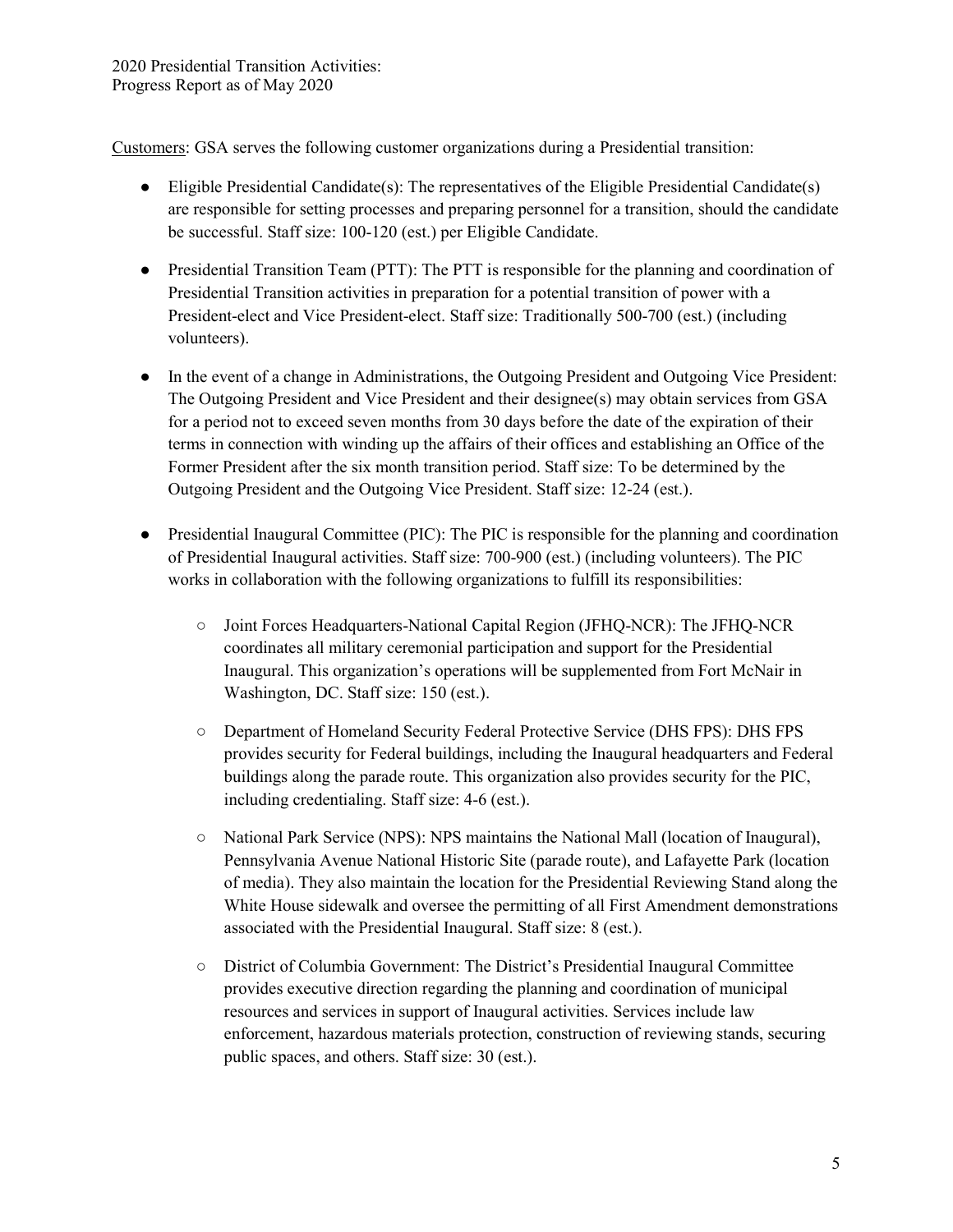Customers: GSA serves the following customer organizations during a Presidential transition:

- Eligible Presidential Candidate(s): The representatives of the Eligible Presidential Candidate(s) are responsible for setting processes and preparing personnel for a transition, should the candidate be successful. Staff size: 100-120 (est.) per Eligible Candidate.

- Presidential Transition Team (PTT): The PTT is responsible for the planning and coordination of Presidential Transition activities in preparation for a potential transition of power with a President-elect and Vice President-elect. Staff size: Traditionally 500-700 (est.) (including volunteers).

- In the event of a change in Administrations, the Outgoing President and Outgoing Vice President: The Outgoing President and Vice President and their designee(s) may obtain services from GSA for a period not to exceed seven months from 30 days before the date of the expiration of their terms in connection with winding up the affairs of their offices and establishing an Office of the Former President after the six month transition period. Staff size: To be determined by the Outgoing President and the Outgoing Vice President. Staff size: 12-24 (est.).

- Presidential Inaugural Committee (PIC): The PIC is responsible for the planning and coordination of Presidential Inaugural activities. Staff size: 700-900 (est.) (including volunteers). The PIC works in collaboration with the following organizations to fulfill its responsibilities:

  - Joint Forces Headquarters-National Capital Region (JFHQ-NCR): The JFHQ-NCR coordinates all military ceremonial participation and support for the Presidential Inaugural. This organization's operations will be supplemented from Fort McNair in Washington, DC. Staff size: 150 (est.).

  - Department of Homeland Security Federal Protective Service (DHS FPS): DHS FPS provides security for Federal buildings, including the Inaugural headquarters and Federal buildings along the parade route. This organization also provides security for the PIC, including credentialing. Staff size: 4-6 (est.).

  - National Park Service (NPS): NPS maintains the National Mall (location of Inaugural), Pennsylvania Avenue National Historic Site (parade route), and Lafayette Park (location of media). They also maintain the location for the Presidential Reviewing Stand along the White House sidewalk and oversee the permitting of all First Amendment demonstrations associated with the Presidential Inaugural. Staff size: 8 (est.).

  - District of Columbia Government: The District's Presidential Inaugural Committee provides executive direction regarding the planning and coordination of municipal resources and services in support of Inaugural activities. Services include law enforcement, hazardous materials protection, construction of reviewing stands, securing public spaces, and others. Staff size: 30 (est.).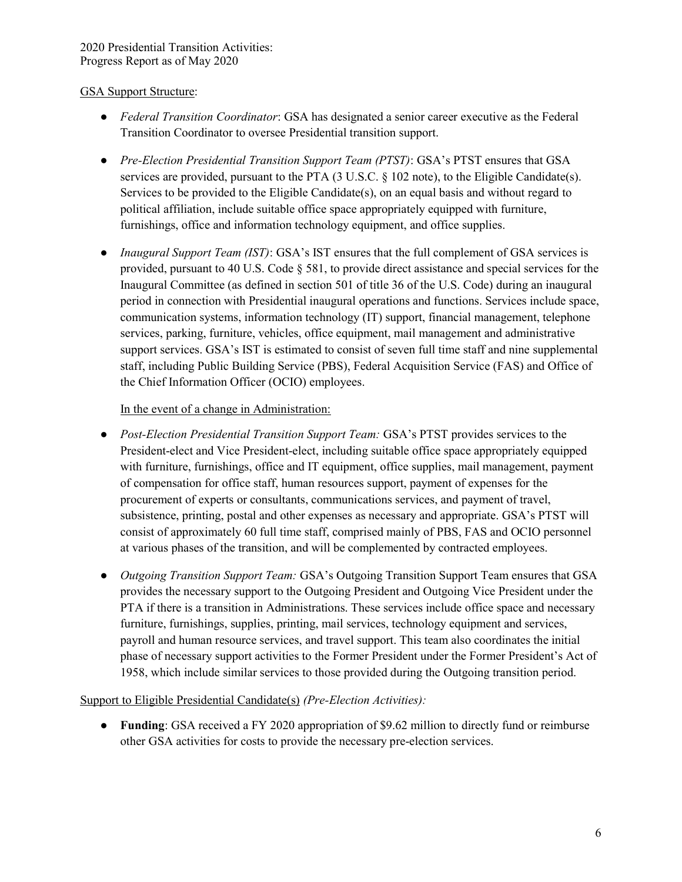GSA Support Structure:

- *Federal Transition Coordinator*: GSA has designated a senior career executive as the Federal Transition Coordinator to oversee Presidential transition support.

- *Pre-Election Presidential Transition Support Team (PTST)*: GSA's PTST ensures that GSA services are provided, pursuant to the PTA (3 U.S.C. § 102 note), to the Eligible Candidate(s). Services to be provided to the Eligible Candidate(s), on an equal basis and without regard to political affiliation, include suitable office space appropriately equipped with furniture, furnishings, office and information technology equipment, and office supplies.

- *Inaugural Support Team (IST)*: GSA's IST ensures that the full complement of GSA services is provided, pursuant to 40 U.S. Code § 581, to provide direct assistance and special services for the Inaugural Committee (as defined in section 501 of title 36 of the U.S. Code) during an inaugural period in connection with Presidential inaugural operations and functions. Services include space, communication systems, information technology (IT) support, financial management, telephone services, parking, furniture, vehicles, office equipment, mail management and administrative support services. GSA's IST is estimated to consist of seven full time staff and nine supplemental staff, including Public Building Service (PBS), Federal Acquisition Service (FAS) and Office of the Chief Information Officer (OCIO) employees.

  In the event of a change in Administration:

- *Post-Election Presidential Transition Support Team:* GSA's PTST provides services to the President-elect and Vice President-elect, including suitable office space appropriately equipped with furniture, furnishings, office and IT equipment, office supplies, mail management, payment of compensation for office staff, human resources support, payment of expenses for the procurement of experts or consultants, communications services, and payment of travel, subsistence, printing, postal and other expenses as necessary and appropriate. GSA's PTST will consist of approximately 60 full time staff, comprised mainly of PBS, FAS and OCIO personnel at various phases of the transition, and will be complemented by contracted employees.

- *Outgoing Transition Support Team:* GSA's Outgoing Transition Support Team ensures that GSA provides the necessary support to the Outgoing President and Outgoing Vice President under the PTA if there is a transition in Administrations. These services include office space and necessary furniture, furnishings, supplies, printing, mail services, technology equipment and services, payroll and human resource services, and travel support. This team also coordinates the initial phase of necessary support activities to the Former President under the Former President's Act of 1958, which include similar services to those provided during the Outgoing transition period.

Support to Eligible Presidential Candidate(s) *(Pre-Election Activities):*

- **Funding**: GSA received a FY 2020 appropriation of $9.62 million to directly fund or reimburse other GSA activities for costs to provide the necessary pre-election services.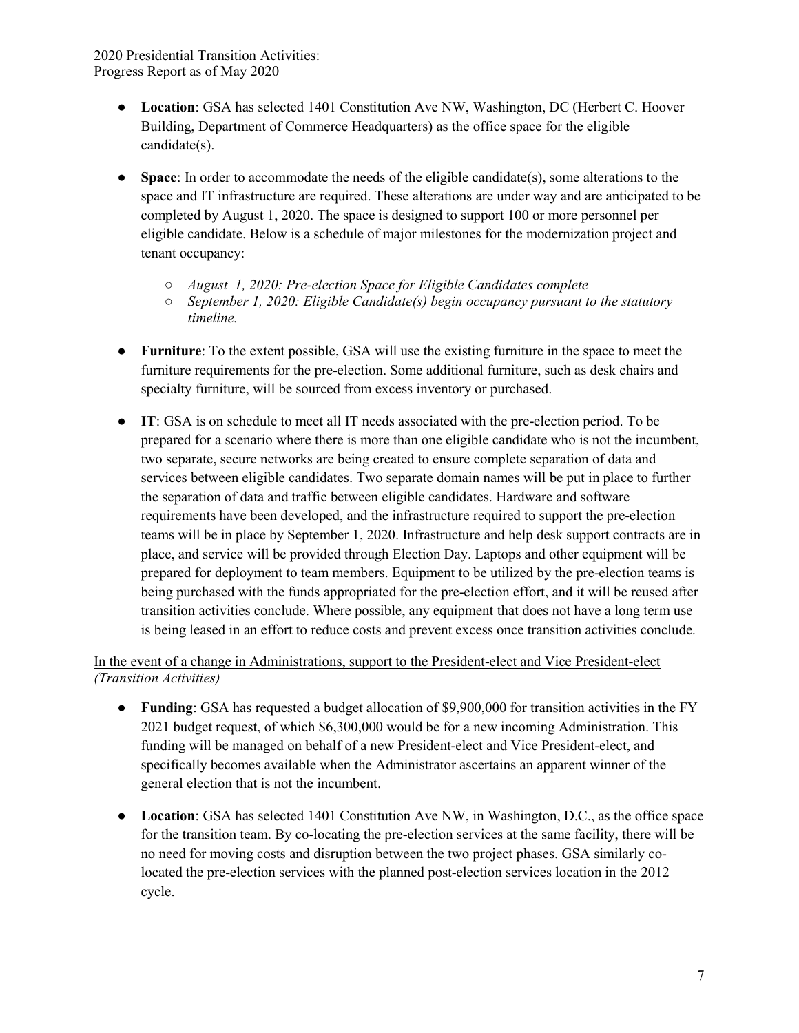- **Location**: GSA has selected 1401 Constitution Ave NW, Washington, DC (Herbert C. Hoover Building, Department of Commerce Headquarters) as the office space for the eligible candidate(s).

- **Space**: In order to accommodate the needs of the eligible candidate(s), some alterations to the space and IT infrastructure are required. These alterations are under way and are anticipated to be completed by August 1, 2020. The space is designed to support 100 or more personnel per eligible candidate. Below is a schedule of major milestones for the modernization project and tenant occupancy:

  - *August 1, 2020: Pre-election Space for Eligible Candidates complete*
  - *September 1, 2020: Eligible Candidate(s) begin occupancy pursuant to the statutory timeline.*

- **Furniture**: To the extent possible, GSA will use the existing furniture in the space to meet the furniture requirements for the pre-election. Some additional furniture, such as desk chairs and specialty furniture, will be sourced from excess inventory or purchased.

- **IT**: GSA is on schedule to meet all IT needs associated with the pre-election period. To be prepared for a scenario where there is more than one eligible candidate who is not the incumbent, two separate, secure networks are being created to ensure complete separation of data and services between eligible candidates. Two separate domain names will be put in place to further the separation of data and traffic between eligible candidates. Hardware and software requirements have been developed, and the infrastructure required to support the pre-election teams will be in place by September 1, 2020. Infrastructure and help desk support contracts are in place, and service will be provided through Election Day. Laptops and other equipment will be prepared for deployment to team members. Equipment to be utilized by the pre-election teams is being purchased with the funds appropriated for the pre-election effort, and it will be reused after transition activities conclude. Where possible, any equipment that does not have a long term use is being leased in an effort to reduce costs and prevent excess once transition activities conclude.

<u>In the event of a change in Administrations, support to the President-elect and Vice President-elect</u>
*(Transition Activities)*

- **Funding**: GSA has requested a budget allocation of $9,900,000 for transition activities in the FY 2021 budget request, of which $6,300,000 would be for a new incoming Administration. This funding will be managed on behalf of a new President-elect and Vice President-elect, and specifically becomes available when the Administrator ascertains an apparent winner of the general election that is not the incumbent.

- **Location**: GSA has selected 1401 Constitution Ave NW, in Washington, D.C., as the office space for the transition team. By co-locating the pre-election services at the same facility, there will be no need for moving costs and disruption between the two project phases. GSA similarly co-located the pre-election services with the planned post-election services location in the 2012 cycle.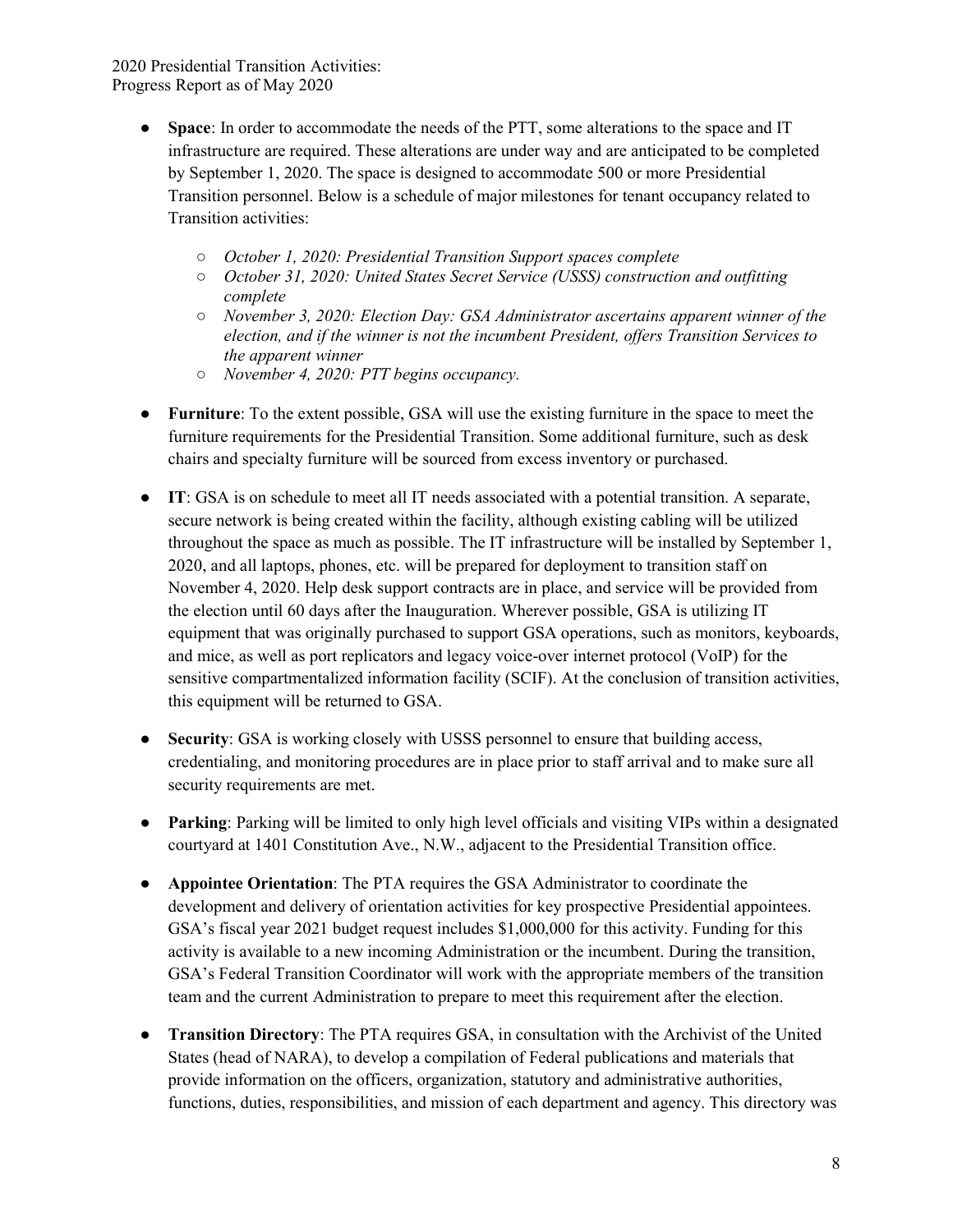- **Space**: In order to accommodate the needs of the PTT, some alterations to the space and IT infrastructure are required. These alterations are under way and are anticipated to be completed by September 1, 2020. The space is designed to accommodate 500 or more Presidential Transition personnel. Below is a schedule of major milestones for tenant occupancy related to Transition activities:
    - *October 1, 2020: Presidential Transition Support spaces complete*
    - *October 31, 2020: United States Secret Service (USSS) construction and outfitting complete*
    - *November 3, 2020: Election Day: GSA Administrator ascertains apparent winner of the election, and if the winner is not the incumbent President, offers Transition Services to the apparent winner*
    - *November 4, 2020: PTT begins occupancy.*
- **Furniture**: To the extent possible, GSA will use the existing furniture in the space to meet the furniture requirements for the Presidential Transition. Some additional furniture, such as desk chairs and specialty furniture will be sourced from excess inventory or purchased.
- **IT**: GSA is on schedule to meet all IT needs associated with a potential transition. A separate, secure network is being created within the facility, although existing cabling will be utilized throughout the space as much as possible. The IT infrastructure will be installed by September 1, 2020, and all laptops, phones, etc. will be prepared for deployment to transition staff on November 4, 2020. Help desk support contracts are in place, and service will be provided from the election until 60 days after the Inauguration. Wherever possible, GSA is utilizing IT equipment that was originally purchased to support GSA operations, such as monitors, keyboards, and mice, as well as port replicators and legacy voice-over internet protocol (VoIP) for the sensitive compartmentalized information facility (SCIF). At the conclusion of transition activities, this equipment will be returned to GSA.
- **Security**: GSA is working closely with USSS personnel to ensure that building access, credentialing, and monitoring procedures are in place prior to staff arrival and to make sure all security requirements are met.
- **Parking**: Parking will be limited to only high level officials and visiting VIPs within a designated courtyard at 1401 Constitution Ave., N.W., adjacent to the Presidential Transition office.
- **Appointee Orientation**: The PTA requires the GSA Administrator to coordinate the development and delivery of orientation activities for key prospective Presidential appointees. GSA's fiscal year 2021 budget request includes $1,000,000 for this activity. Funding for this activity is available to a new incoming Administration or the incumbent. During the transition, GSA's Federal Transition Coordinator will work with the appropriate members of the transition team and the current Administration to prepare to meet this requirement after the election.
- **Transition Directory**: The PTA requires GSA, in consultation with the Archivist of the United States (head of NARA), to develop a compilation of Federal publications and materials that provide information on the officers, organization, statutory and administrative authorities, functions, duties, responsibilities, and mission of each department and agency. This directory was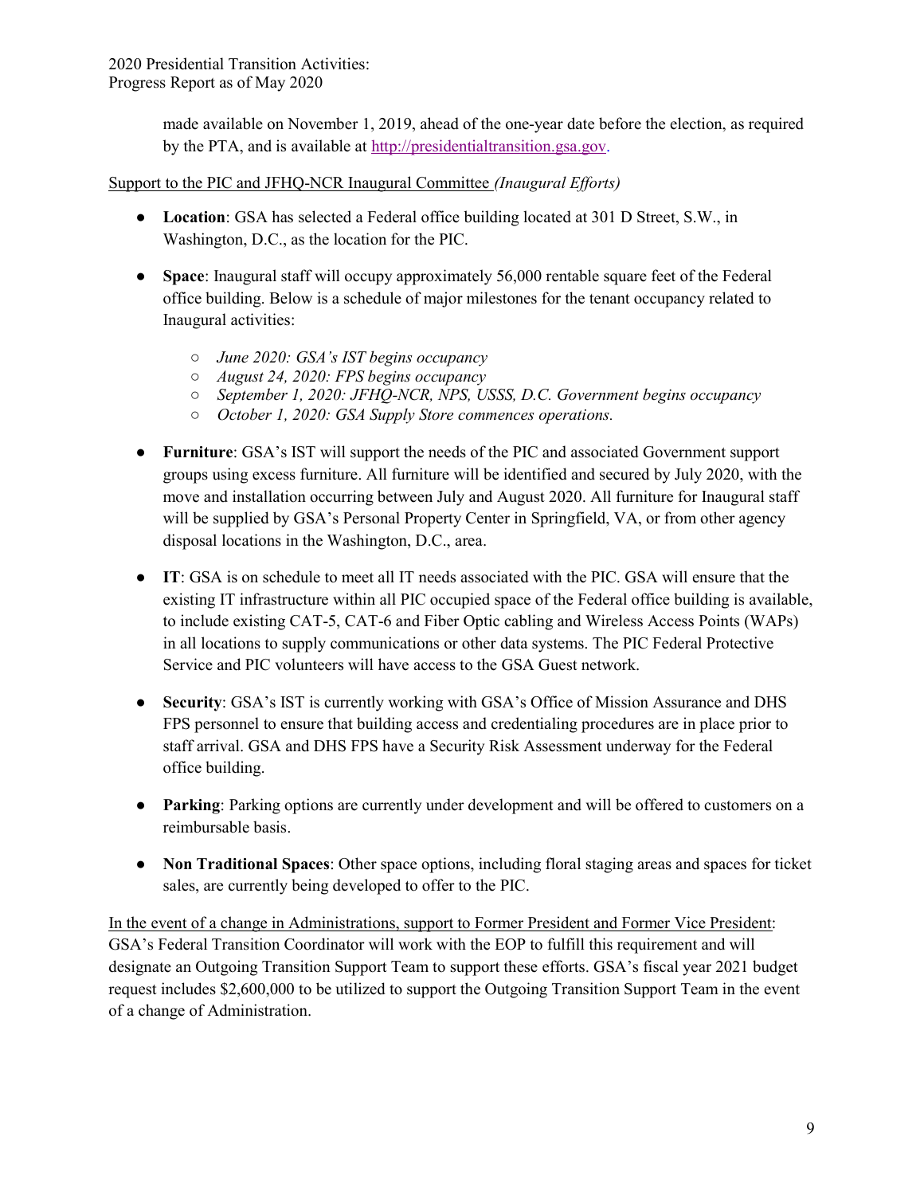made available on November 1, 2019, ahead of the one-year date before the election, as required by the PTA, and is available at [http://presidentialtransition.gsa.gov](http://presidentialtransition.gsa.gov).

Support to the PIC and JFHQ-NCR Inaugural Committee *(Inaugural Efforts)*

- **Location**: GSA has selected a Federal office building located at 301 D Street, S.W., in Washington, D.C., as the location for the PIC.
- **Space**: Inaugural staff will occupy approximately 56,000 rentable square feet of the Federal office building. Below is a schedule of major milestones for the tenant occupancy related to Inaugural activities:
    - *June 2020: GSA's IST begins occupancy*
    - *August 24, 2020: FPS begins occupancy*
    - *September 1, 2020: JFHQ-NCR, NPS, USSS, D.C. Government begins occupancy*
    - *October 1, 2020: GSA Supply Store commences operations.*
- **Furniture**: GSA's IST will support the needs of the PIC and associated Government support groups using excess furniture. All furniture will be identified and secured by July 2020, with the move and installation occurring between July and August 2020. All furniture for Inaugural staff will be supplied by GSA's Personal Property Center in Springfield, VA, or from other agency disposal locations in the Washington, D.C., area.
- **IT**: GSA is on schedule to meet all IT needs associated with the PIC. GSA will ensure that the existing IT infrastructure within all PIC occupied space of the Federal office building is available, to include existing CAT-5, CAT-6 and Fiber Optic cabling and Wireless Access Points (WAPs) in all locations to supply communications or other data systems. The PIC Federal Protective Service and PIC volunteers will have access to the GSA Guest network.
- **Security**: GSA's IST is currently working with GSA's Office of Mission Assurance and DHS FPS personnel to ensure that building access and credentialing procedures are in place prior to staff arrival. GSA and DHS FPS have a Security Risk Assessment underway for the Federal office building.
- **Parking**: Parking options are currently under development and will be offered to customers on a reimbursable basis.
- **Non Traditional Spaces**: Other space options, including floral staging areas and spaces for ticket sales, are currently being developed to offer to the PIC.

In the event of a change in Administrations, support to Former President and Former Vice President: GSA's Federal Transition Coordinator will work with the EOP to fulfill this requirement and will designate an Outgoing Transition Support Team to support these efforts. GSA's fiscal year 2021 budget request includes $2,600,000 to be utilized to support the Outgoing Transition Support Team in the event of a change of Administration.